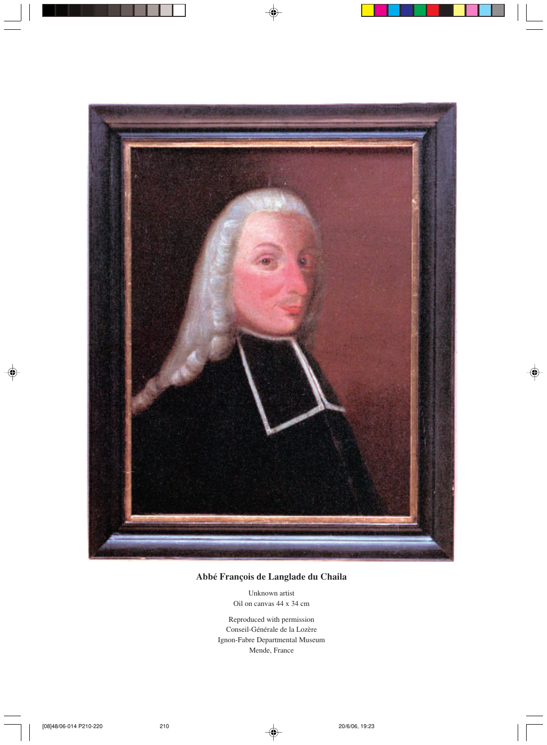**Abbé François de Langlade du Chaila**

Unknown artist
Oil on canvas 44 x 34 cm

Reproduced with permission
Conseil-Générale de la Lozère
Ignon-Fabre Departmental Museum
Mende, France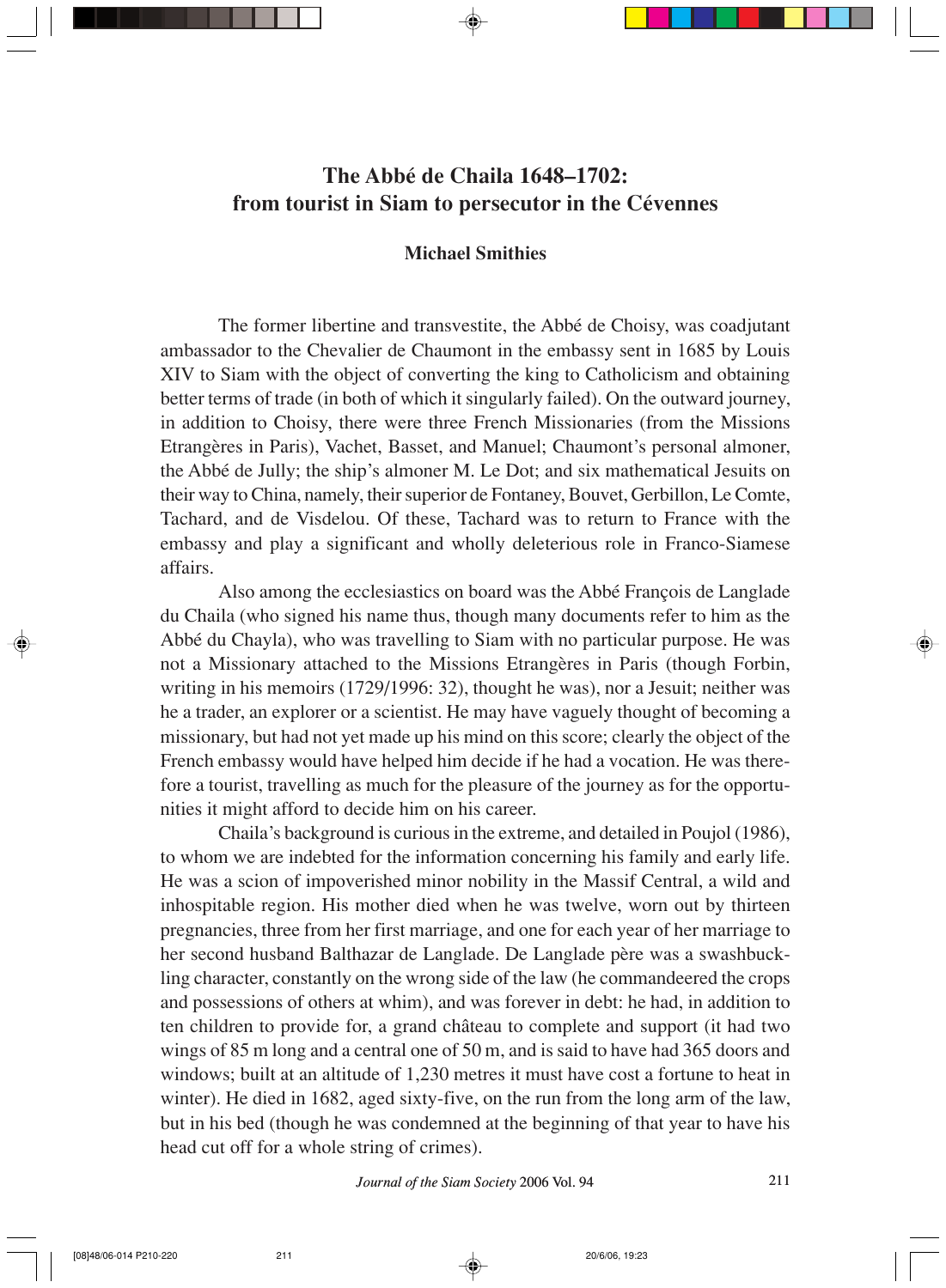# The Abbé de Chaila 1648–1702: from tourist in Siam to persecutor in the Cévennes

**Michael Smithies**

The former libertine and transvestite, the Abbé de Choisy, was coadjutant ambassador to the Chevalier de Chaumont in the embassy sent in 1685 by Louis XIV to Siam with the object of converting the king to Catholicism and obtaining better terms of trade (in both of which it singularly failed). On the outward journey, in addition to Choisy, there were three French Missionaries (from the Missions Etrangères in Paris), Vachet, Basset, and Manuel; Chaumont's personal almoner, the Abbé de Jully; the ship's almoner M. Le Dot; and six mathematical Jesuits on their way to China, namely, their superior de Fontaney, Bouvet, Gerbillon, Le Comte, Tachard, and de Visdelou. Of these, Tachard was to return to France with the embassy and play a significant and wholly deleterious role in Franco-Siamese affairs.

Also among the ecclesiastics on board was the Abbé François de Langlade du Chaila (who signed his name thus, though many documents refer to him as the Abbé du Chayla), who was travelling to Siam with no particular purpose. He was not a Missionary attached to the Missions Etrangères in Paris (though Forbin, writing in his memoirs (1729/1996: 32), thought he was), nor a Jesuit; neither was he a trader, an explorer or a scientist. He may have vaguely thought of becoming a missionary, but had not yet made up his mind on this score; clearly the object of the French embassy would have helped him decide if he had a vocation. He was therefore a tourist, travelling as much for the pleasure of the journey as for the opportunities it might afford to decide him on his career.

Chaila's background is curious in the extreme, and detailed in Poujol (1986), to whom we are indebted for the information concerning his family and early life. He was a scion of impoverished minor nobility in the Massif Central, a wild and inhospitable region. His mother died when he was twelve, worn out by thirteen pregnancies, three from her first marriage, and one for each year of her marriage to her second husband Balthazar de Langlade. De Langlade père was a swashbuckling character, constantly on the wrong side of the law (he commandeered the crops and possessions of others at whim), and was forever in debt: he had, in addition to ten children to provide for, a grand château to complete and support (it had two wings of 85 m long and a central one of 50 m, and is said to have had 365 doors and windows; built at an altitude of 1,230 metres it must have cost a fortune to heat in winter). He died in 1682, aged sixty-five, on the run from the long arm of the law, but in his bed (though he was condemned at the beginning of that year to have his head cut off for a whole string of crimes).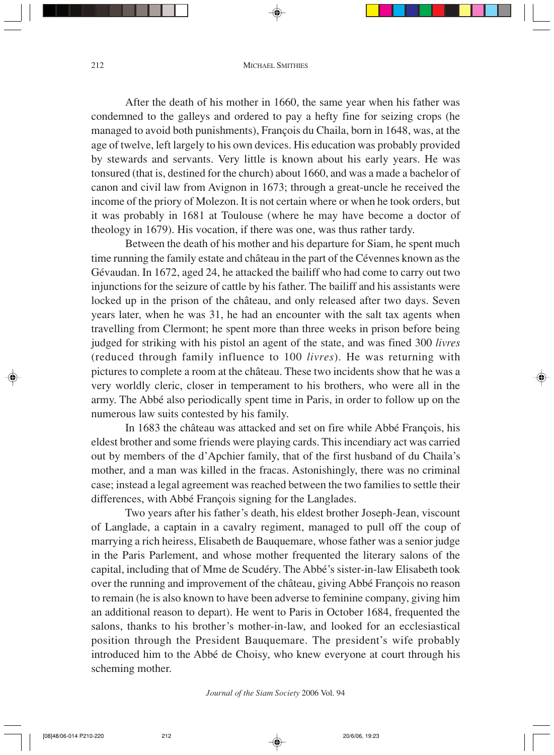After the death of his mother in 1660, the same year when his father was condemned to the galleys and ordered to pay a hefty fine for seizing crops (he managed to avoid both punishments), François du Chaila, born in 1648, was, at the age of twelve, left largely to his own devices. His education was probably provided by stewards and servants. Very little is known about his early years. He was tonsured (that is, destined for the church) about 1660, and was a made a bachelor of canon and civil law from Avignon in 1673; through a great-uncle he received the income of the priory of Molezon. It is not certain where or when he took orders, but it was probably in 1681 at Toulouse (where he may have become a doctor of theology in 1679). His vocation, if there was one, was thus rather tardy.

Between the death of his mother and his departure for Siam, he spent much time running the family estate and château in the part of the Cévennes known as the Gévaudan. In 1672, aged 24, he attacked the bailiff who had come to carry out two injunctions for the seizure of cattle by his father. The bailiff and his assistants were locked up in the prison of the château, and only released after two days. Seven years later, when he was 31, he had an encounter with the salt tax agents when travelling from Clermont; he spent more than three weeks in prison before being judged for striking with his pistol an agent of the state, and was fined 300 *livres* (reduced through family influence to 100 *livres*). He was returning with pictures to complete a room at the château. These two incidents show that he was a very worldly cleric, closer in temperament to his brothers, who were all in the army. The Abbé also periodically spent time in Paris, in order to follow up on the numerous law suits contested by his family.

In 1683 the château was attacked and set on fire while Abbé François, his eldest brother and some friends were playing cards. This incendiary act was carried out by members of the d'Apchier family, that of the first husband of du Chaila's mother, and a man was killed in the fracas. Astonishingly, there was no criminal case; instead a legal agreement was reached between the two families to settle their differences, with Abbé François signing for the Langlades.

Two years after his father's death, his eldest brother Joseph-Jean, viscount of Langlade, a captain in a cavalry regiment, managed to pull off the coup of marrying a rich heiress, Elisabeth de Bauquemare, whose father was a senior judge in the Paris Parlement, and whose mother frequented the literary salons of the capital, including that of Mme de Scudéry. The Abbé's sister-in-law Elisabeth took over the running and improvement of the château, giving Abbé François no reason to remain (he is also known to have been adverse to feminine company, giving him an additional reason to depart). He went to Paris in October 1684, frequented the salons, thanks to his brother's mother-in-law, and looked for an ecclesiastical position through the President Bauquemare. The president's wife probably introduced him to the Abbé de Choisy, who knew everyone at court through his scheming mother.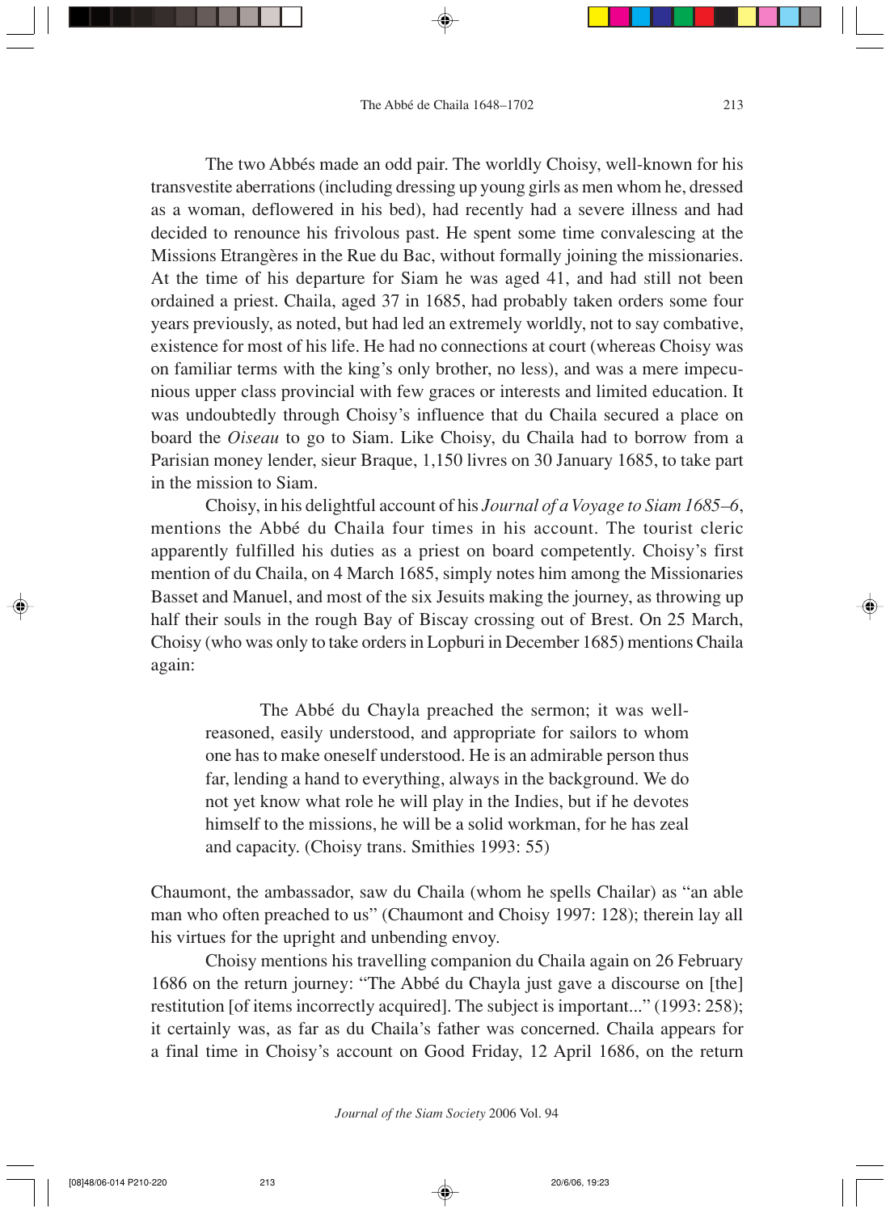The two Abbés made an odd pair. The worldly Choisy, well-known for his transvestite aberrations (including dressing up young girls as men whom he, dressed as a woman, deflowered in his bed), had recently had a severe illness and had decided to renounce his frivolous past. He spent some time convalescing at the Missions Etrangères in the Rue du Bac, without formally joining the missionaries. At the time of his departure for Siam he was aged 41, and had still not been ordained a priest. Chaila, aged 37 in 1685, had probably taken orders some four years previously, as noted, but had led an extremely worldly, not to say combative, existence for most of his life. He had no connections at court (whereas Choisy was on familiar terms with the king's only brother, no less), and was a mere impecunious upper class provincial with few graces or interests and limited education. It was undoubtedly through Choisy's influence that du Chaila secured a place on board the *Oiseau* to go to Siam. Like Choisy, du Chaila had to borrow from a Parisian money lender, sieur Braque, 1,150 livres on 30 January 1685, to take part in the mission to Siam.

Choisy, in his delightful account of his *Journal of a Voyage to Siam 1685–6*, mentions the Abbé du Chaila four times in his account. The tourist cleric apparently fulfilled his duties as a priest on board competently. Choisy's first mention of du Chaila, on 4 March 1685, simply notes him among the Missionaries Basset and Manuel, and most of the six Jesuits making the journey, as throwing up half their souls in the rough Bay of Biscay crossing out of Brest. On 25 March, Choisy (who was only to take orders in Lopburi in December 1685) mentions Chaila again:

> The Abbé du Chayla preached the sermon; it was well-reasoned, easily understood, and appropriate for sailors to whom one has to make oneself understood. He is an admirable person thus far, lending a hand to everything, always in the background. We do not yet know what role he will play in the Indies, but if he devotes himself to the missions, he will be a solid workman, for he has zeal and capacity. (Choisy trans. Smithies 1993: 55)

Chaumont, the ambassador, saw du Chaila (whom he spells Chailar) as "an able man who often preached to us" (Chaumont and Choisy 1997: 128); therein lay all his virtues for the upright and unbending envoy.

Choisy mentions his travelling companion du Chaila again on 26 February 1686 on the return journey: "The Abbé du Chayla just gave a discourse on [the] restitution [of items incorrectly acquired]. The subject is important..." (1993: 258); it certainly was, as far as du Chaila's father was concerned. Chaila appears for a final time in Choisy's account on Good Friday, 12 April 1686, on the return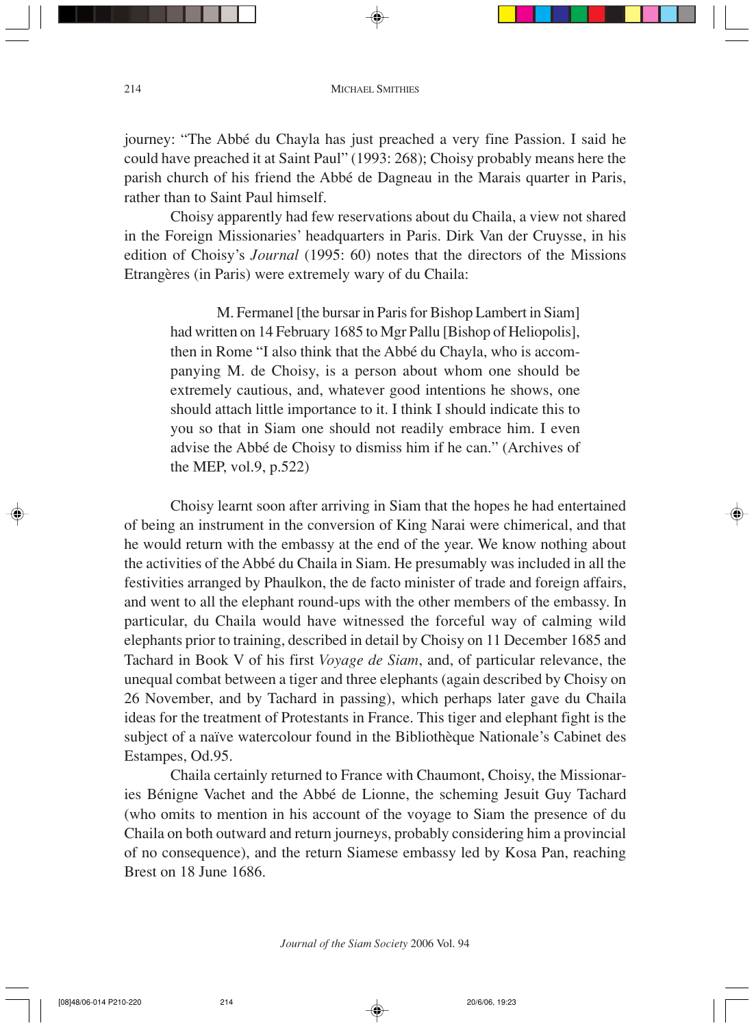journey: "The Abbé du Chayla has just preached a very fine Passion. I said he could have preached it at Saint Paul" (1993: 268); Choisy probably means here the parish church of his friend the Abbé de Dagneau in the Marais quarter in Paris, rather than to Saint Paul himself.

Choisy apparently had few reservations about du Chaila, a view not shared in the Foreign Missionaries' headquarters in Paris. Dirk Van der Cruysse, in his edition of Choisy's *Journal* (1995: 60) notes that the directors of the Missions Etrangères (in Paris) were extremely wary of du Chaila:

> M. Fermanel [the bursar in Paris for Bishop Lambert in Siam] had written on 14 February 1685 to Mgr Pallu [Bishop of Heliopolis], then in Rome "I also think that the Abbé du Chayla, who is accompanying M. de Choisy, is a person about whom one should be extremely cautious, and, whatever good intentions he shows, one should attach little importance to it. I think I should indicate this to you so that in Siam one should not readily embrace him. I even advise the Abbé de Choisy to dismiss him if he can." (Archives of the MEP, vol.9, p.522)

Choisy learnt soon after arriving in Siam that the hopes he had entertained of being an instrument in the conversion of King Narai were chimerical, and that he would return with the embassy at the end of the year. We know nothing about the activities of the Abbé du Chaila in Siam. He presumably was included in all the festivities arranged by Phaulkon, the de facto minister of trade and foreign affairs, and went to all the elephant round-ups with the other members of the embassy. In particular, du Chaila would have witnessed the forceful way of calming wild elephants prior to training, described in detail by Choisy on 11 December 1685 and Tachard in Book V of his first *Voyage de Siam*, and, of particular relevance, the unequal combat between a tiger and three elephants (again described by Choisy on 26 November, and by Tachard in passing), which perhaps later gave du Chaila ideas for the treatment of Protestants in France. This tiger and elephant fight is the subject of a naïve watercolour found in the Bibliothèque Nationale's Cabinet des Estampes, Od.95.

Chaila certainly returned to France with Chaumont, Choisy, the Missionaries Bénigne Vachet and the Abbé de Lionne, the scheming Jesuit Guy Tachard (who omits to mention in his account of the voyage to Siam the presence of du Chaila on both outward and return journeys, probably considering him a provincial of no consequence), and the return Siamese embassy led by Kosa Pan, reaching Brest on 18 June 1686.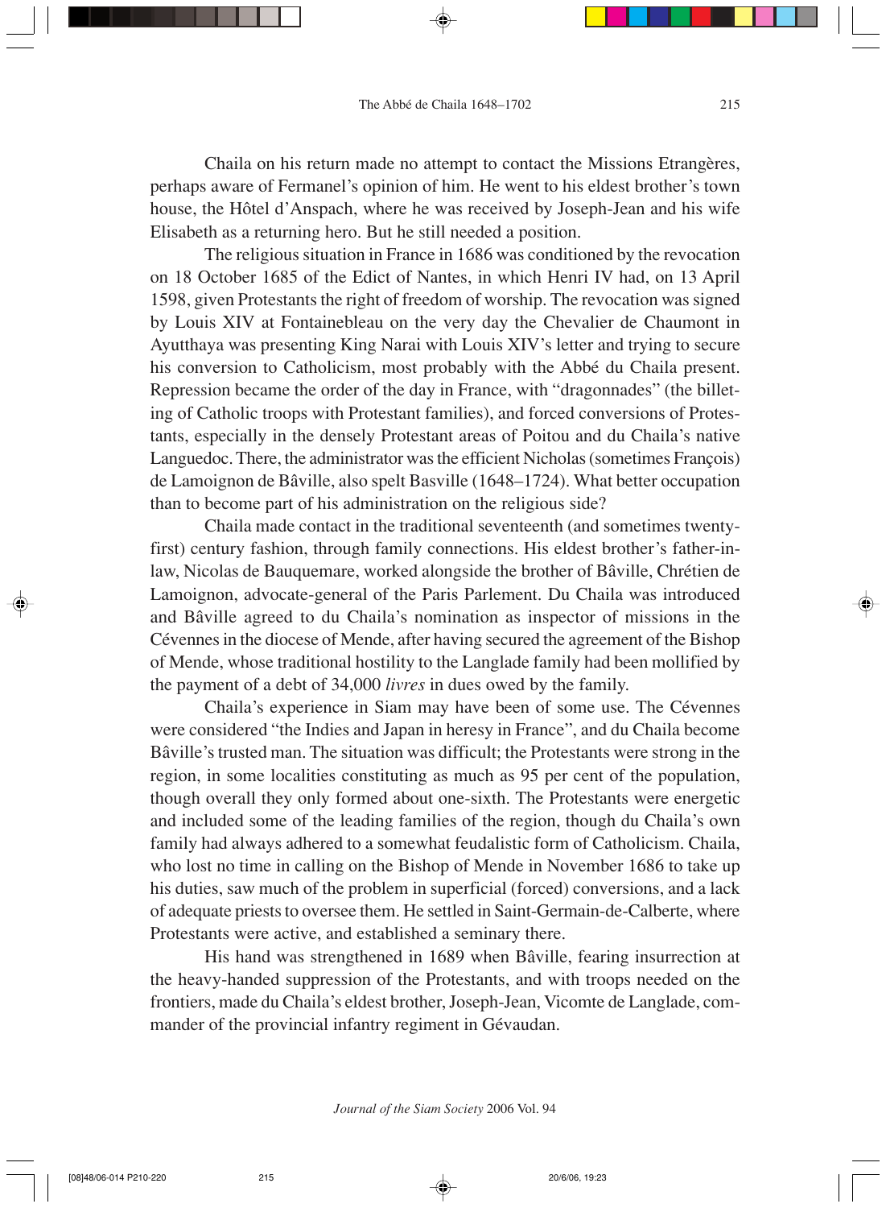Chaila on his return made no attempt to contact the Missions Etrangères, perhaps aware of Fermanel's opinion of him. He went to his eldest brother's town house, the Hôtel d'Anspach, where he was received by Joseph-Jean and his wife Elisabeth as a returning hero. But he still needed a position.

The religious situation in France in 1686 was conditioned by the revocation on 18 October 1685 of the Edict of Nantes, in which Henri IV had, on 13 April 1598, given Protestants the right of freedom of worship. The revocation was signed by Louis XIV at Fontainebleau on the very day the Chevalier de Chaumont in Ayutthaya was presenting King Narai with Louis XIV's letter and trying to secure his conversion to Catholicism, most probably with the Abbé du Chaila present. Repression became the order of the day in France, with "dragonnades" (the billeting of Catholic troops with Protestant families), and forced conversions of Protestants, especially in the densely Protestant areas of Poitou and du Chaila's native Languedoc. There, the administrator was the efficient Nicholas (sometimes François) de Lamoignon de Bâville, also spelt Basville (1648–1724). What better occupation than to become part of his administration on the religious side?

Chaila made contact in the traditional seventeenth (and sometimes twenty-first) century fashion, through family connections. His eldest brother's father-in-law, Nicolas de Bauquemare, worked alongside the brother of Bâville, Chrétien de Lamoignon, advocate-general of the Paris Parlement. Du Chaila was introduced and Bâville agreed to du Chaila's nomination as inspector of missions in the Cévennes in the diocese of Mende, after having secured the agreement of the Bishop of Mende, whose traditional hostility to the Langlade family had been mollified by the payment of a debt of 34,000 *livres* in dues owed by the family.

Chaila's experience in Siam may have been of some use. The Cévennes were considered "the Indies and Japan in heresy in France", and du Chaila become Bâville's trusted man. The situation was difficult; the Protestants were strong in the region, in some localities constituting as much as 95 per cent of the population, though overall they only formed about one-sixth. The Protestants were energetic and included some of the leading families of the region, though du Chaila's own family had always adhered to a somewhat feudalistic form of Catholicism. Chaila, who lost no time in calling on the Bishop of Mende in November 1686 to take up his duties, saw much of the problem in superficial (forced) conversions, and a lack of adequate priests to oversee them. He settled in Saint-Germain-de-Calberte, where Protestants were active, and established a seminary there.

His hand was strengthened in 1689 when Bâville, fearing insurrection at the heavy-handed suppression of the Protestants, and with troops needed on the frontiers, made du Chaila's eldest brother, Joseph-Jean, Vicomte de Langlade, commander of the provincial infantry regiment in Gévaudan.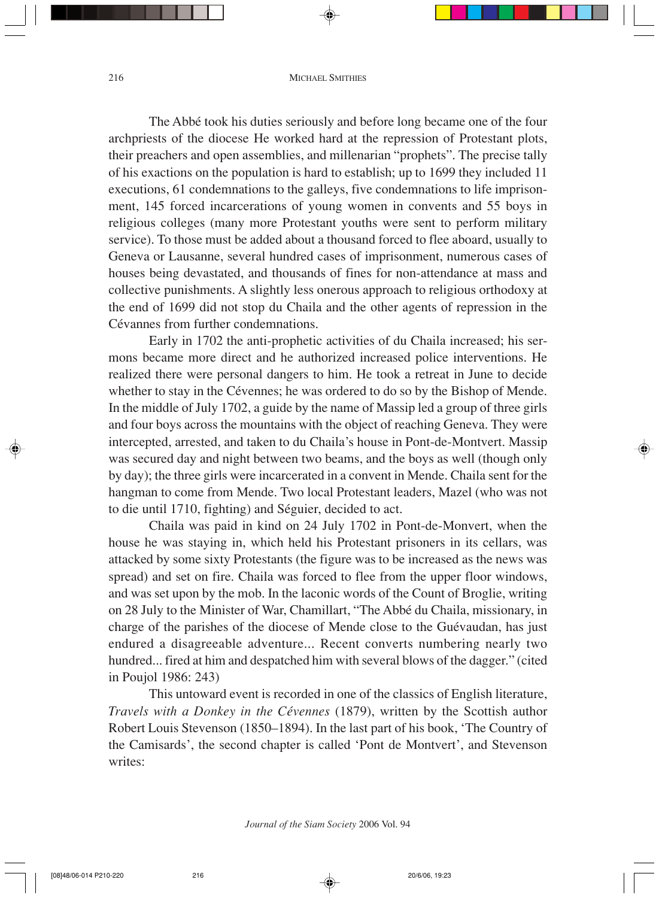The Abbé took his duties seriously and before long became one of the four archpriests of the diocese He worked hard at the repression of Protestant plots, their preachers and open assemblies, and millenarian "prophets". The precise tally of his exactions on the population is hard to establish; up to 1699 they included 11 executions, 61 condemnations to the galleys, five condemnations to life imprisonment, 145 forced incarcerations of young women in convents and 55 boys in religious colleges (many more Protestant youths were sent to perform military service). To those must be added about a thousand forced to flee aboard, usually to Geneva or Lausanne, several hundred cases of imprisonment, numerous cases of houses being devastated, and thousands of fines for non-attendance at mass and collective punishments. A slightly less onerous approach to religious orthodoxy at the end of 1699 did not stop du Chaila and the other agents of repression in the Cévannes from further condemnations.

Early in 1702 the anti-prophetic activities of du Chaila increased; his sermons became more direct and he authorized increased police interventions. He realized there were personal dangers to him. He took a retreat in June to decide whether to stay in the Cévennes; he was ordered to do so by the Bishop of Mende. In the middle of July 1702, a guide by the name of Massip led a group of three girls and four boys across the mountains with the object of reaching Geneva. They were intercepted, arrested, and taken to du Chaila's house in Pont-de-Montvert. Massip was secured day and night between two beams, and the boys as well (though only by day); the three girls were incarcerated in a convent in Mende. Chaila sent for the hangman to come from Mende. Two local Protestant leaders, Mazel (who was not to die until 1710, fighting) and Séguier, decided to act.

Chaila was paid in kind on 24 July 1702 in Pont-de-Monvert, when the house he was staying in, which held his Protestant prisoners in its cellars, was attacked by some sixty Protestants (the figure was to be increased as the news was spread) and set on fire. Chaila was forced to flee from the upper floor windows, and was set upon by the mob. In the laconic words of the Count of Broglie, writing on 28 July to the Minister of War, Chamillart, "The Abbé du Chaila, missionary, in charge of the parishes of the diocese of Mende close to the Guévaudan, has just endured a disagreeable adventure... Recent converts numbering nearly two hundred... fired at him and despatched him with several blows of the dagger." (cited in Poujol 1986: 243)

This untoward event is recorded in one of the classics of English literature, *Travels with a Donkey in the Cévennes* (1879), written by the Scottish author Robert Louis Stevenson (1850–1894). In the last part of his book, 'The Country of the Camisards', the second chapter is called 'Pont de Montvert', and Stevenson writes: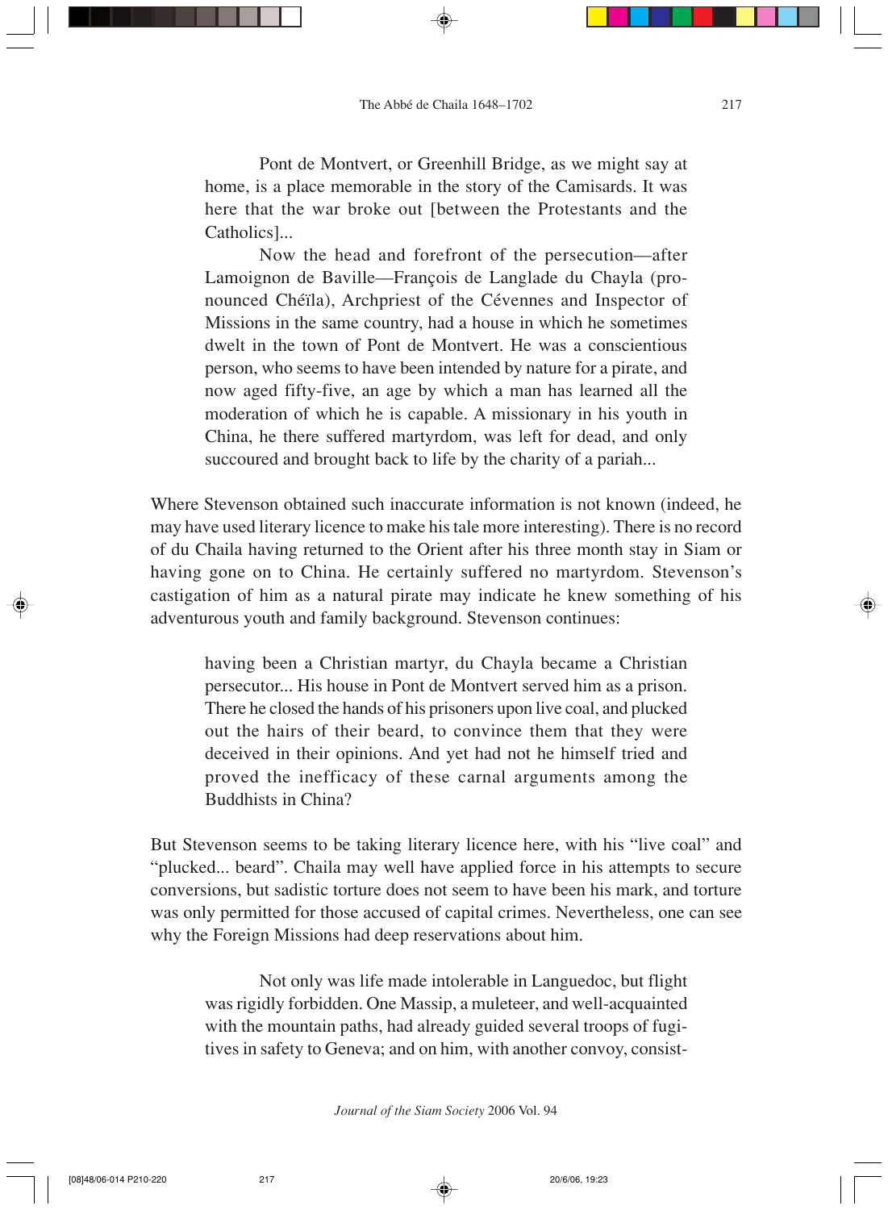> Pont de Montvert, or Greenhill Bridge, as we might say at home, is a place memorable in the story of the Camisards. It was here that the war broke out [between the Protestants and the Catholics]...
>
> Now the head and forefront of the persecution—after Lamoignon de Baville—François de Langlade du Chayla (pronounced Chéïla), Archpriest of the Cévennes and Inspector of Missions in the same country, had a house in which he sometimes dwelt in the town of Pont de Montvert. He was a conscientious person, who seems to have been intended by nature for a pirate, and now aged fifty-five, an age by which a man has learned all the moderation of which he is capable. A missionary in his youth in China, he there suffered martyrdom, was left for dead, and only succoured and brought back to life by the charity of a pariah...

Where Stevenson obtained such inaccurate information is not known (indeed, he may have used literary licence to make his tale more interesting). There is no record of du Chaila having returned to the Orient after his three month stay in Siam or having gone on to China. He certainly suffered no martyrdom. Stevenson's castigation of him as a natural pirate may indicate he knew something of his adventurous youth and family background. Stevenson continues:

> having been a Christian martyr, du Chayla became a Christian persecutor... His house in Pont de Montvert served him as a prison. There he closed the hands of his prisoners upon live coal, and plucked out the hairs of their beard, to convince them that they were deceived in their opinions. And yet had not he himself tried and proved the inefficacy of these carnal arguments among the Buddhists in China?

But Stevenson seems to be taking literary licence here, with his "live coal" and "plucked... beard". Chaila may well have applied force in his attempts to secure conversions, but sadistic torture does not seem to have been his mark, and torture was only permitted for those accused of capital crimes. Nevertheless, one can see why the Foreign Missions had deep reservations about him.

> Not only was life made intolerable in Languedoc, but flight was rigidly forbidden. One Massip, a muleteer, and well-acquainted with the mountain paths, had already guided several troops of fugitives in safety to Geneva; and on him, with another convoy, consist-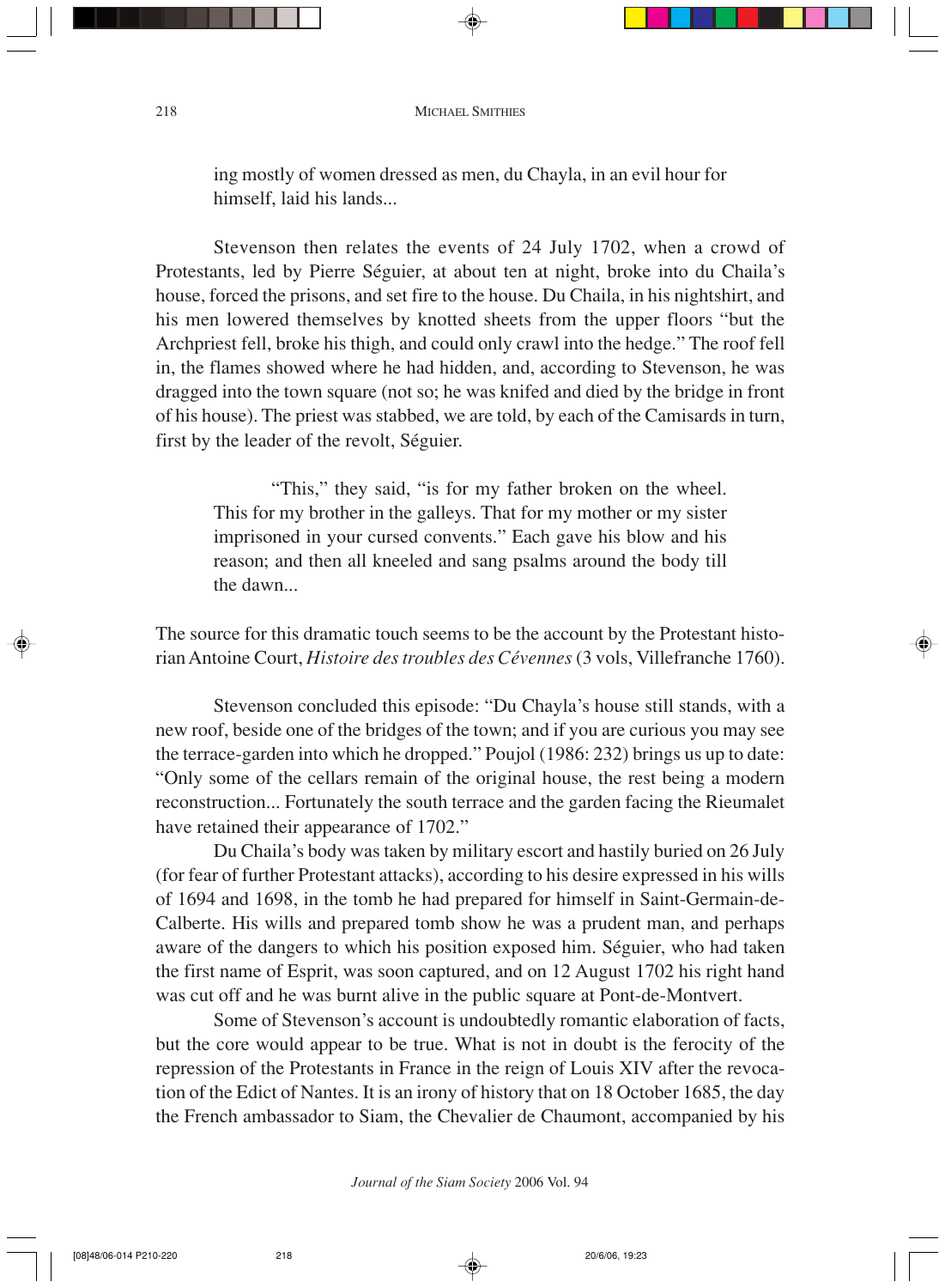ing mostly of women dressed as men, du Chayla, in an evil hour for himself, laid his lands...

Stevenson then relates the events of 24 July 1702, when a crowd of Protestants, led by Pierre Séguier, at about ten at night, broke into du Chaila's house, forced the prisons, and set fire to the house. Du Chaila, in his nightshirt, and his men lowered themselves by knotted sheets from the upper floors "but the Archpriest fell, broke his thigh, and could only crawl into the hedge." The roof fell in, the flames showed where he had hidden, and, according to Stevenson, he was dragged into the town square (not so; he was knifed and died by the bridge in front of his house). The priest was stabbed, we are told, by each of the Camisards in turn, first by the leader of the revolt, Séguier.

> "This," they said, "is for my father broken on the wheel. This for my brother in the galleys. That for my mother or my sister imprisoned in your cursed convents." Each gave his blow and his reason; and then all kneeled and sang psalms around the body till the dawn...

The source for this dramatic touch seems to be the account by the Protestant historian Antoine Court, *Histoire des troubles des Cévennes* (3 vols, Villefranche 1760).

Stevenson concluded this episode: "Du Chayla's house still stands, with a new roof, beside one of the bridges of the town; and if you are curious you may see the terrace-garden into which he dropped." Poujol (1986: 232) brings us up to date: "Only some of the cellars remain of the original house, the rest being a modern reconstruction... Fortunately the south terrace and the garden facing the Rieumalet have retained their appearance of 1702."

Du Chaila's body was taken by military escort and hastily buried on 26 July (for fear of further Protestant attacks), according to his desire expressed in his wills of 1694 and 1698, in the tomb he had prepared for himself in Saint-Germain-de-Calberte. His wills and prepared tomb show he was a prudent man, and perhaps aware of the dangers to which his position exposed him. Séguier, who had taken the first name of Esprit, was soon captured, and on 12 August 1702 his right hand was cut off and he was burnt alive in the public square at Pont-de-Montvert.

Some of Stevenson's account is undoubtedly romantic elaboration of facts, but the core would appear to be true. What is not in doubt is the ferocity of the repression of the Protestants in France in the reign of Louis XIV after the revocation of the Edict of Nantes. It is an irony of history that on 18 October 1685, the day the French ambassador to Siam, the Chevalier de Chaumont, accompanied by his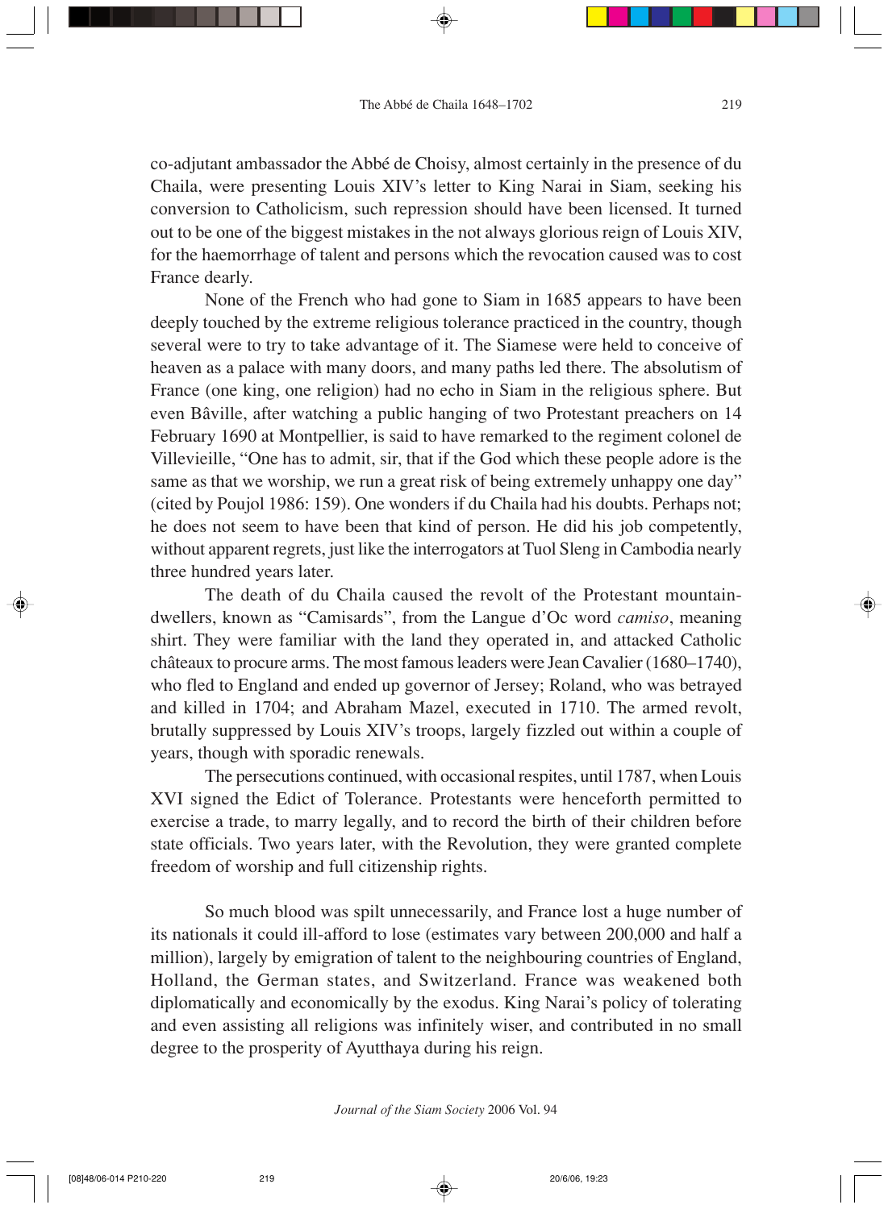co-adjutant ambassador the Abbé de Choisy, almost certainly in the presence of du Chaila, were presenting Louis XIV's letter to King Narai in Siam, seeking his conversion to Catholicism, such repression should have been licensed. It turned out to be one of the biggest mistakes in the not always glorious reign of Louis XIV, for the haemorrhage of talent and persons which the revocation caused was to cost France dearly.

None of the French who had gone to Siam in 1685 appears to have been deeply touched by the extreme religious tolerance practiced in the country, though several were to try to take advantage of it. The Siamese were held to conceive of heaven as a palace with many doors, and many paths led there. The absolutism of France (one king, one religion) had no echo in Siam in the religious sphere. But even Bâville, after watching a public hanging of two Protestant preachers on 14 February 1690 at Montpellier, is said to have remarked to the regiment colonel de Villevieille, "One has to admit, sir, that if the God which these people adore is the same as that we worship, we run a great risk of being extremely unhappy one day" (cited by Poujol 1986: 159). One wonders if du Chaila had his doubts. Perhaps not; he does not seem to have been that kind of person. He did his job competently, without apparent regrets, just like the interrogators at Tuol Sleng in Cambodia nearly three hundred years later.

The death of du Chaila caused the revolt of the Protestant mountain-dwellers, known as "Camisards", from the Langue d'Oc word *camiso*, meaning shirt. They were familiar with the land they operated in, and attacked Catholic châteaux to procure arms. The most famous leaders were Jean Cavalier (1680–1740), who fled to England and ended up governor of Jersey; Roland, who was betrayed and killed in 1704; and Abraham Mazel, executed in 1710. The armed revolt, brutally suppressed by Louis XIV's troops, largely fizzled out within a couple of years, though with sporadic renewals.

The persecutions continued, with occasional respites, until 1787, when Louis XVI signed the Edict of Tolerance. Protestants were henceforth permitted to exercise a trade, to marry legally, and to record the birth of their children before state officials. Two years later, with the Revolution, they were granted complete freedom of worship and full citizenship rights.

So much blood was spilt unnecessarily, and France lost a huge number of its nationals it could ill-afford to lose (estimates vary between 200,000 and half a million), largely by emigration of talent to the neighbouring countries of England, Holland, the German states, and Switzerland. France was weakened both diplomatically and economically by the exodus. King Narai's policy of tolerating and even assisting all religions was infinitely wiser, and contributed in no small degree to the prosperity of Ayutthaya during his reign.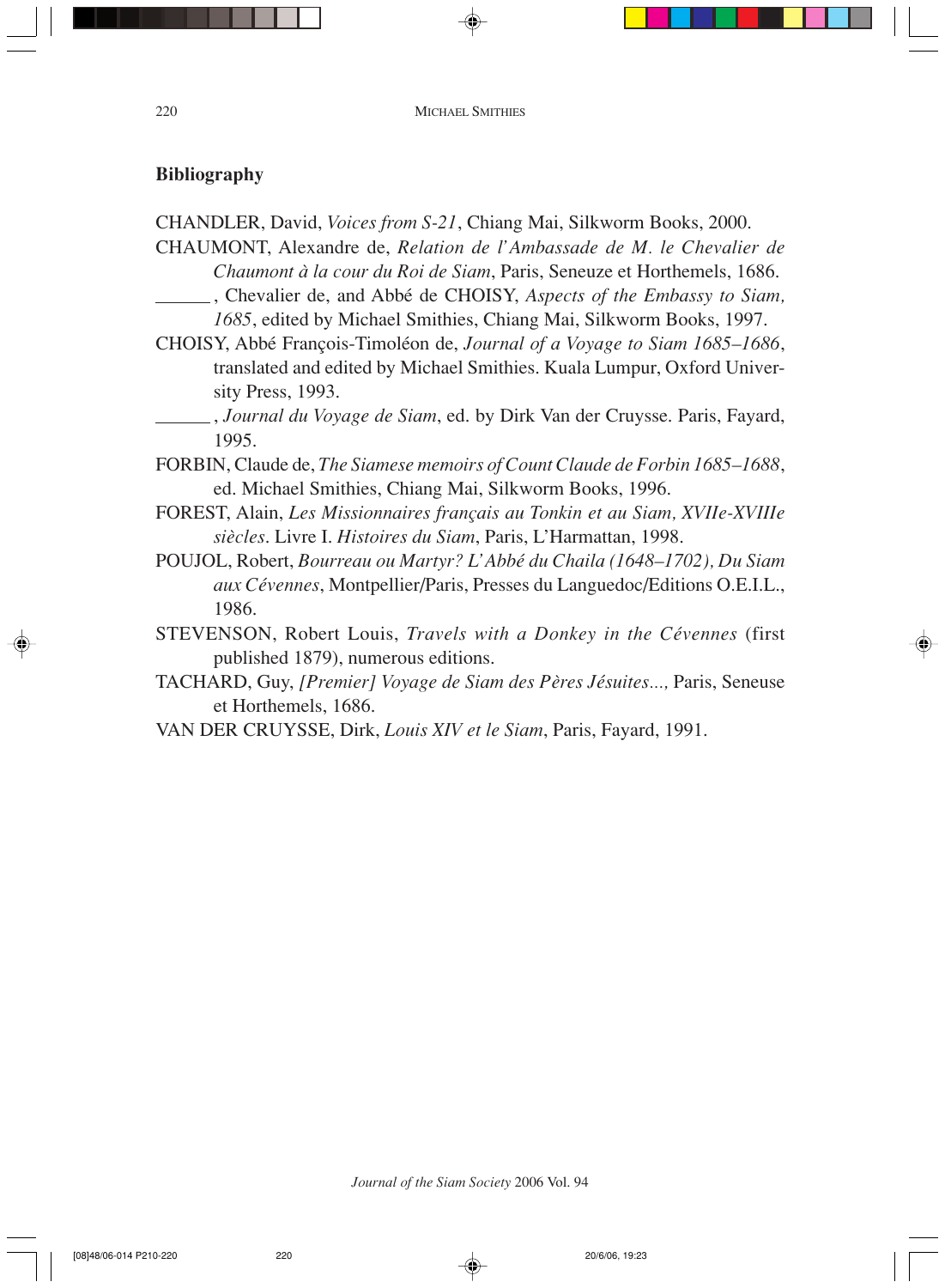## Bibliography

CHANDLER, David, *Voices from S-21*, Chiang Mai, Silkworm Books, 2000.

CHAUMONT, Alexandre de, *Relation de l'Ambassade de M. le Chevalier de Chaumont à la cour du Roi de Siam*, Paris, Seneuze et Horthemels, 1686.

______, Chevalier de, and Abbé de CHOISY, *Aspects of the Embassy to Siam, 1685*, edited by Michael Smithies, Chiang Mai, Silkworm Books, 1997.

CHOISY, Abbé François-Timoléon de, *Journal of a Voyage to Siam 1685–1686*, translated and edited by Michael Smithies. Kuala Lumpur, Oxford University Press, 1993.

______, *Journal du Voyage de Siam*, ed. by Dirk Van der Cruysse. Paris, Fayard, 1995.

FORBIN, Claude de, *The Siamese memoirs of Count Claude de Forbin 1685–1688*, ed. Michael Smithies, Chiang Mai, Silkworm Books, 1996.

FOREST, Alain, *Les Missionnaires français au Tonkin et au Siam, XVIIe-XVIIIe siècles*. Livre I. *Histoires du Siam*, Paris, L'Harmattan, 1998.

POUJOL, Robert, *Bourreau ou Martyr? L'Abbé du Chaila (1648–1702), Du Siam aux Cévennes*, Montpellier/Paris, Presses du Languedoc/Editions O.E.I.L., 1986.

STEVENSON, Robert Louis, *Travels with a Donkey in the Cévennes* (first published 1879), numerous editions.

TACHARD, Guy, *[Premier] Voyage de Siam des Pères Jésuites...,* Paris, Seneuse et Horthemels, 1686.

VAN DER CRUYSSE, Dirk, *Louis XIV et le Siam*, Paris, Fayard, 1991.